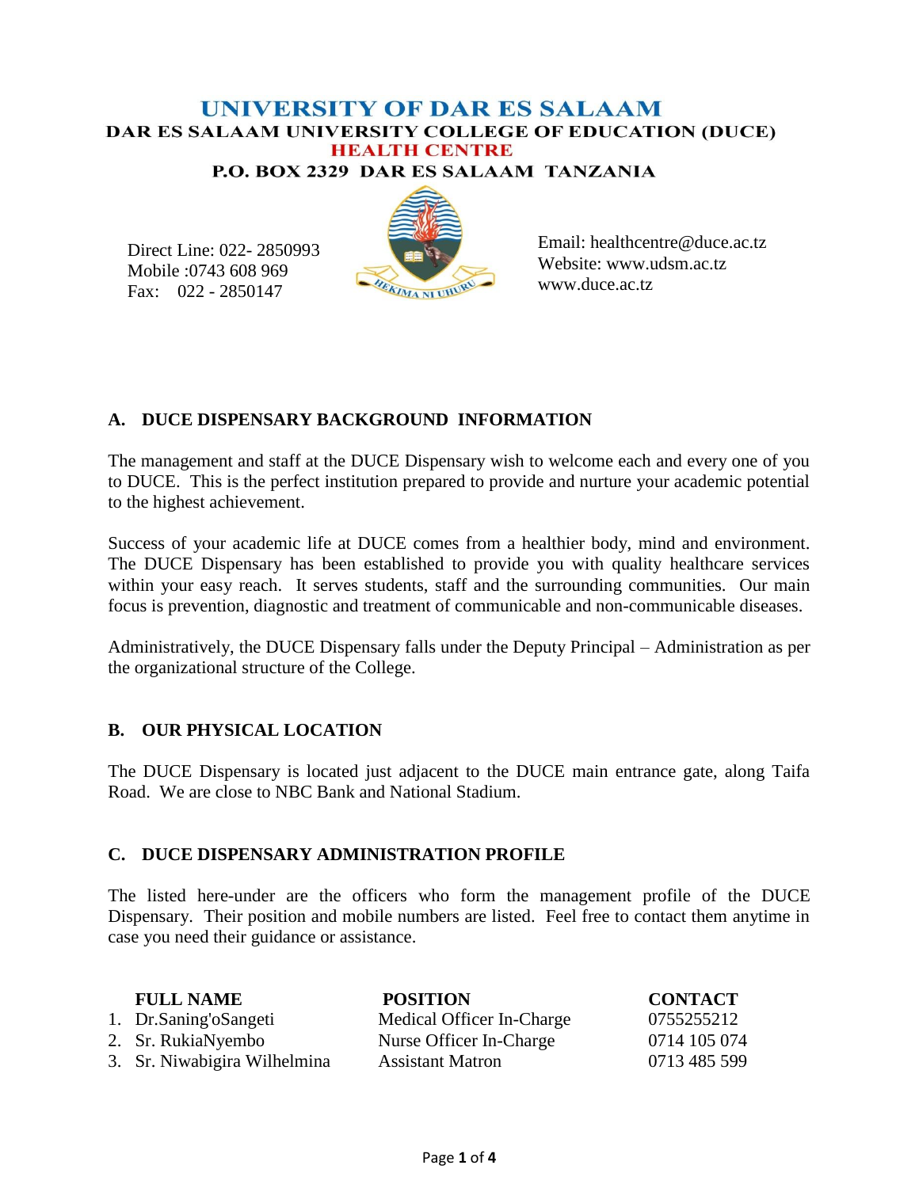# UNIVERSITY OF DAR ES SALAAM

## DAR ES SALAAM UNIVERSITY COLLEGE OF EDUCATION (DUCE)

## HEALTH CENTRE

**P.O. BOX 2329 DAR ES SALAAM TANZANIA**

Direct Line: 022- 2850993
Mobile :0743 608 969
Fax: 022 - 2850147

HEKIMA NI UHURU

Email: healthcentre@duce.ac.tz
Website: www.udsm.ac.tz
www.duce.ac.tz

### A. DUCE DISPENSARY BACKGROUND INFORMATION

The management and staff at the DUCE Dispensary wish to welcome each and every one of you to DUCE. This is the perfect institution prepared to provide and nurture your academic potential to the highest achievement.

Success of your academic life at DUCE comes from a healthier body, mind and environment. The DUCE Dispensary has been established to provide you with quality healthcare services within your easy reach. It serves students, staff and the surrounding communities. Our main focus is prevention, diagnostic and treatment of communicable and non-communicable diseases.

Administratively, the DUCE Dispensary falls under the Deputy Principal – Administration as per the organizational structure of the College.

### B. OUR PHYSICAL LOCATION

The DUCE Dispensary is located just adjacent to the DUCE main entrance gate, along Taifa Road. We are close to NBC Bank and National Stadium.

### C. DUCE DISPENSARY ADMINISTRATION PROFILE

The listed here-under are the officers who form the management profile of the DUCE Dispensary. Their position and mobile numbers are listed. Feel free to contact them anytime in case you need their guidance or assistance.

| | FULL NAME | POSITION | CONTACT |
|---|---|---|---|
| 1. | Dr.Saning'oSangeti | Medical Officer In-Charge | 0755255212 |
| 2. | Sr. RukiaNyembo | Nurse Officer In-Charge | 0714 105 074 |
| 3. | Sr. Niwabigira Wilhelmina | Assistant Matron | 0713 485 599 |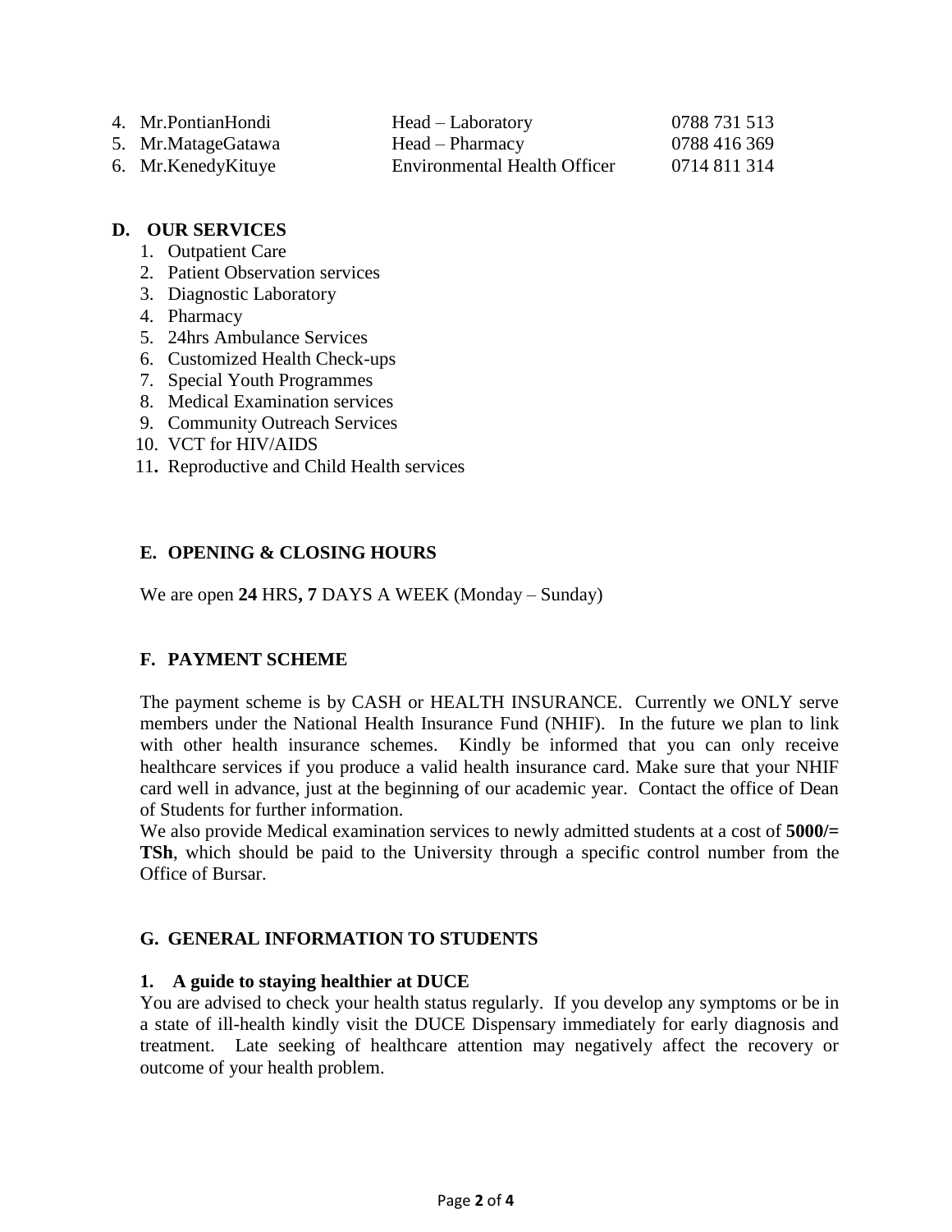4. Mr.PontianHondi — Head – Laboratory — 0788 731 513
5. Mr.MatageGatawa — Head – Pharmacy — 0788 416 369
6. Mr.KenedyKituye — Environmental Health Officer — 0714 811 314

## D. OUR SERVICES

1. Outpatient Care
2. Patient Observation services
3. Diagnostic Laboratory
4. Pharmacy
5. 24hrs Ambulance Services
6. Customized Health Check-ups
7. Special Youth Programmes
8. Medical Examination services
9. Community Outreach Services
10. VCT for HIV/AIDS
11. Reproductive and Child Health services

## E. OPENING & CLOSING HOURS

We are open **24** HRS**, 7** DAYS A WEEK (Monday – Sunday)

## F. PAYMENT SCHEME

The payment scheme is by CASH or HEALTH INSURANCE. Currently we ONLY serve members under the National Health Insurance Fund (NHIF). In the future we plan to link with other health insurance schemes. Kindly be informed that you can only receive healthcare services if you produce a valid health insurance card. Make sure that your NHIF card well in advance, just at the beginning of our academic year. Contact the office of Dean of Students for further information.

We also provide Medical examination services to newly admitted students at a cost of **5000/= TSh**, which should be paid to the University through a specific control number from the Office of Bursar.

## G. GENERAL INFORMATION TO STUDENTS

### 1. A guide to staying healthier at DUCE

You are advised to check your health status regularly. If you develop any symptoms or be in a state of ill-health kindly visit the DUCE Dispensary immediately for early diagnosis and treatment. Late seeking of healthcare attention may negatively affect the recovery or outcome of your health problem.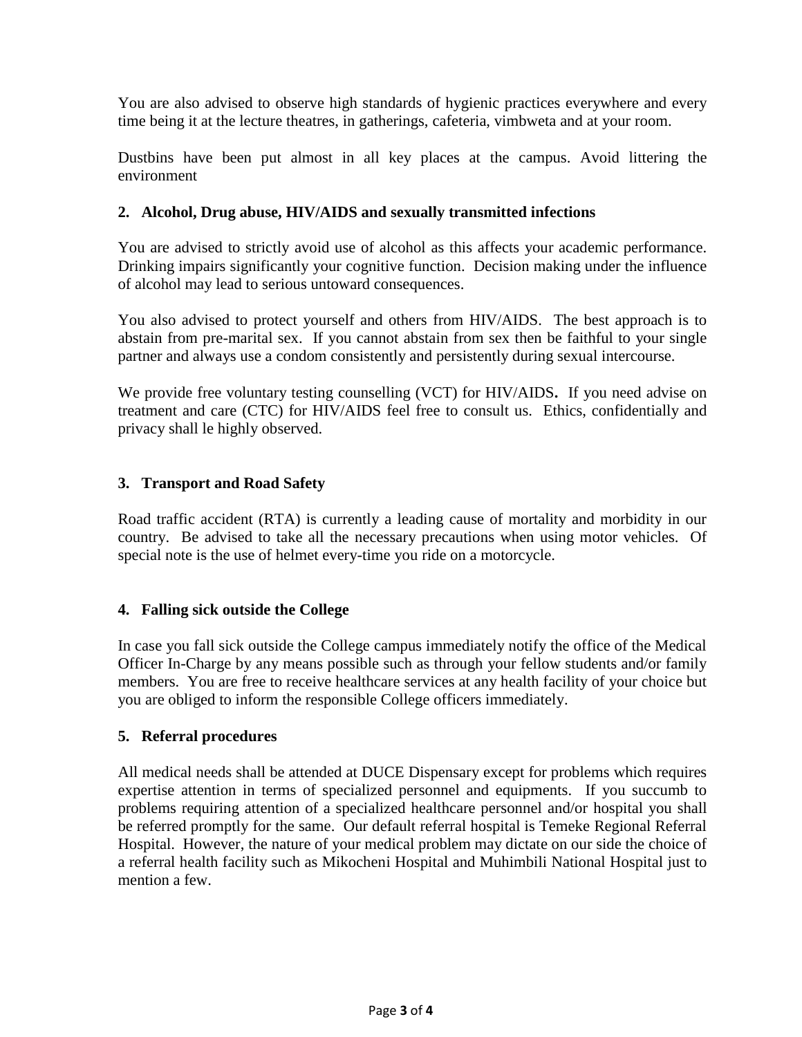You are also advised to observe high standards of hygienic practices everywhere and every time being it at the lecture theatres, in gatherings, cafeteria, vimbweta and at your room.

Dustbins have been put almost in all key places at the campus. Avoid littering the environment

## 2. Alcohol, Drug abuse, HIV/AIDS and sexually transmitted infections

You are advised to strictly avoid use of alcohol as this affects your academic performance. Drinking impairs significantly your cognitive function. Decision making under the influence of alcohol may lead to serious untoward consequences.

You also advised to protect yourself and others from HIV/AIDS. The best approach is to abstain from pre-marital sex. If you cannot abstain from sex then be faithful to your single partner and always use a condom consistently and persistently during sexual intercourse.

We provide free voluntary testing counselling (VCT) for HIV/AIDS**.** If you need advise on treatment and care (CTC) for HIV/AIDS feel free to consult us. Ethics, confidentially and privacy shall le highly observed.

## 3. Transport and Road Safety

Road traffic accident (RTA) is currently a leading cause of mortality and morbidity in our country. Be advised to take all the necessary precautions when using motor vehicles. Of special note is the use of helmet every-time you ride on a motorcycle.

## 4. Falling sick outside the College

In case you fall sick outside the College campus immediately notify the office of the Medical Officer In-Charge by any means possible such as through your fellow students and/or family members. You are free to receive healthcare services at any health facility of your choice but you are obliged to inform the responsible College officers immediately.

## 5. Referral procedures

All medical needs shall be attended at DUCE Dispensary except for problems which requires expertise attention in terms of specialized personnel and equipments. If you succumb to problems requiring attention of a specialized healthcare personnel and/or hospital you shall be referred promptly for the same. Our default referral hospital is Temeke Regional Referral Hospital. However, the nature of your medical problem may dictate on our side the choice of a referral health facility such as Mikocheni Hospital and Muhimbili National Hospital just to mention a few.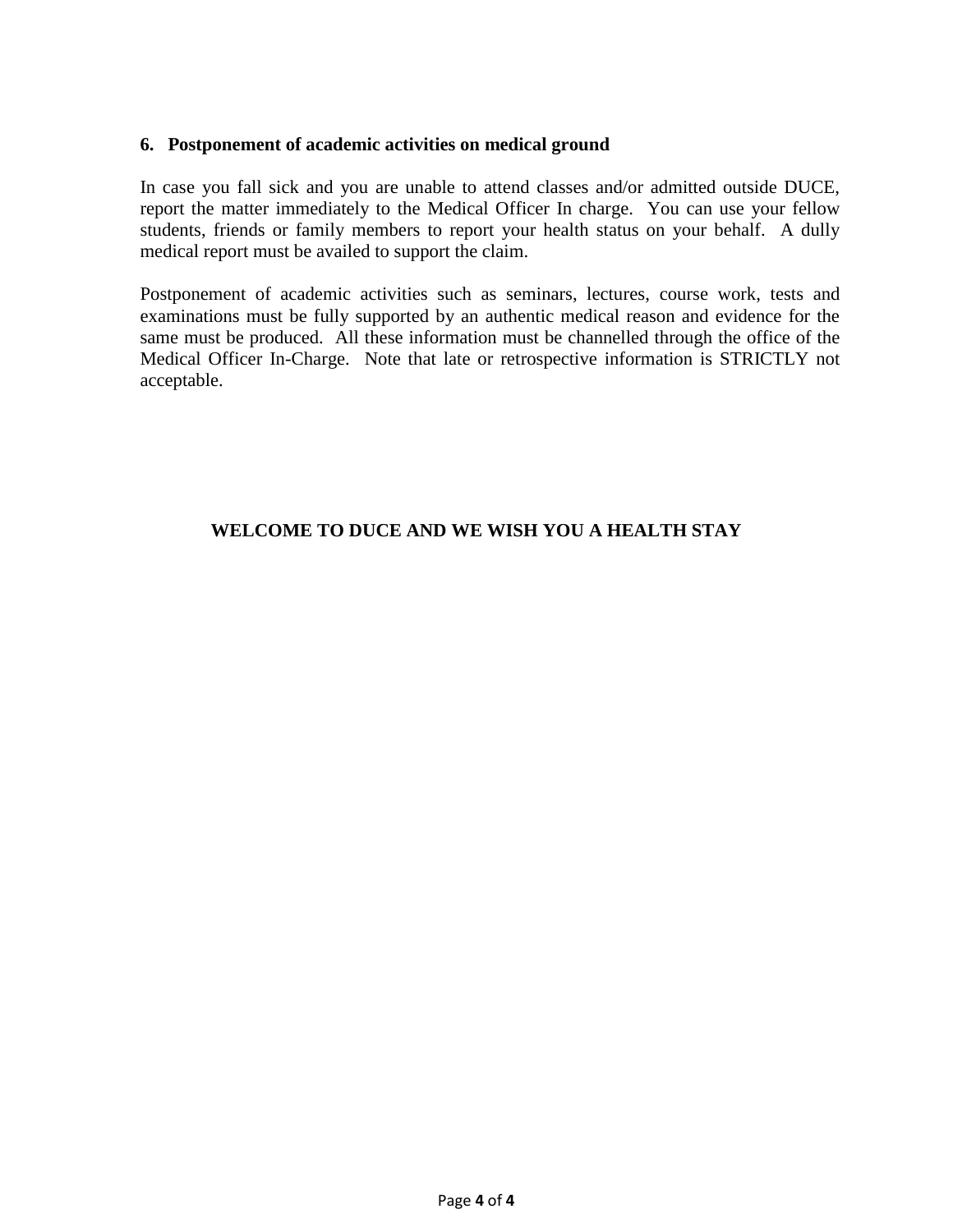### 6. Postponement of academic activities on medical ground

In case you fall sick and you are unable to attend classes and/or admitted outside DUCE, report the matter immediately to the Medical Officer In charge. You can use your fellow students, friends or family members to report your health status on your behalf. A dully medical report must be availed to support the claim.

Postponement of academic activities such as seminars, lectures, course work, tests and examinations must be fully supported by an authentic medical reason and evidence for the same must be produced. All these information must be channelled through the office of the Medical Officer In-Charge. Note that late or retrospective information is STRICTLY not acceptable.

**WELCOME TO DUCE AND WE WISH YOU A HEALTH STAY**